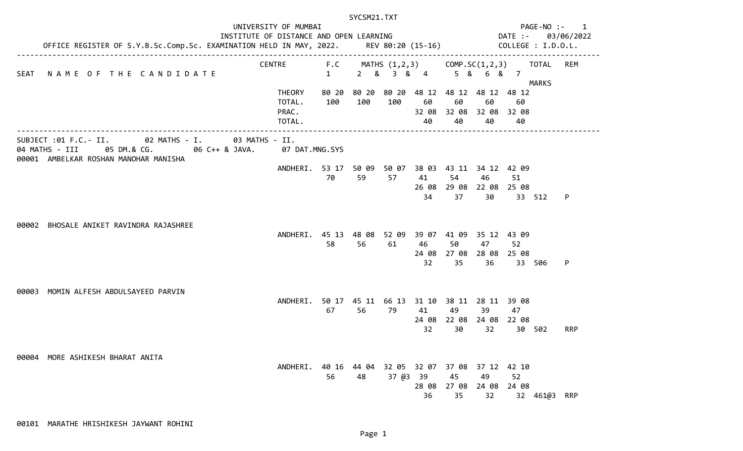UNIVERSITY OF MUMBAI

INSTITUTE OF DISTANCE AND OPEN LEARNING

DATE :- 03/06/2022

OFFICE REGISTER OF S.Y.B.Sc.Comp.Sc. EXAMINATION HELD IN MAY, 2022. REV 80:20 (15-16) COLLEGE : I.D.O.L.

| SEAT | NAME OF THE CANDIDATE | CENTRE | F.C 1 | MATHS (1,2,3) 2 | & 3 | & 4 | COMP.SC(1,2,3) 5 | & 6 | & 7 | TOTAL MARKS | REM |
|---|---|---|---|---|---|---|---|---|---|---|---|
| | | THEORY | 80 20 | 80 20 | 80 20 | 48 12 | 48 12 | 48 12 | 48 12 | | |
| | | TOTAL. | 100 | 100 | 100 | 60 | 60 | 60 | 60 | | |
| | | PRAC. | | | | 32 08 | 32 08 | 32 08 | 32 08 | | |
| | | TOTAL. | | | | 40 | 40 | 40 | 40 | | |

SUBJECT :01 F.C.- II. 02 MATHS - I. 03 MATHS - II.
04 MATHS - III 05 DM.& CG. 06 C++ & JAVA. 07 DAT.MNG.SYS

| SEAT | NAME OF THE CANDIDATE | CENTRE | 1 | 2 | 3 | 4 | 5 | 6 | 7 | TOTAL MARKS | REM |
|---|---|---|---|---|---|---|---|---|---|---|---|
| 00001 | AMBELKAR ROSHAN MANOHAR MANISHA | ANDHERI. | 53 17 | 50 09 | 50 07 | 38 03 | 43 11 | 34 12 | 42 09 | | |
| | | | 70 | 59 | 57 | 41 | 54 | 46 | 51 | | |
| | | | | | | 26 08 | 29 08 | 22 08 | 25 08 | | |
| | | | | | | 34 | 37 | 30 | 33 | 512 | P |
| 00002 | BHOSALE ANIKET RAVINDRA RAJASHREE | ANDHERI. | 45 13 | 48 08 | 52 09 | 39 07 | 41 09 | 35 12 | 43 09 | | |
| | | | 58 | 56 | 61 | 46 | 50 | 47 | 52 | | |
| | | | | | | 24 08 | 27 08 | 28 08 | 25 08 | | |
| | | | | | | 32 | 35 | 36 | 33 | 506 | P |
| 00003 | MOMIN ALFESH ABDULSAYEED PARVIN | ANDHERI. | 50 17 | 45 11 | 66 13 | 31 10 | 38 11 | 28 11 | 39 08 | | |
| | | | 67 | 56 | 79 | 41 | 49 | 39 | 47 | | |
| | | | | | | 24 08 | 22 08 | 24 08 | 22 08 | | |
| | | | | | | 32 | 30 | 32 | 30 | 502 | RRP |
| 00004 | MORE ASHIKESH BHARAT ANITA | ANDHERI. | 40 16 | 44 04 | 32 05 | 32 07 | 37 08 | 37 12 | 42 10 | | |
| | | | 56 | 48 | 37 @3 | 39 | 45 | 49 | 52 | | |
| | | | | | | 28 08 | 27 08 | 24 08 | 24 08 | | |
| | | | | | | 36 | 35 | 32 | 32 | 461@3 | RRP |

00101 MARATHE HRISHIKESH JAYWANT ROHINI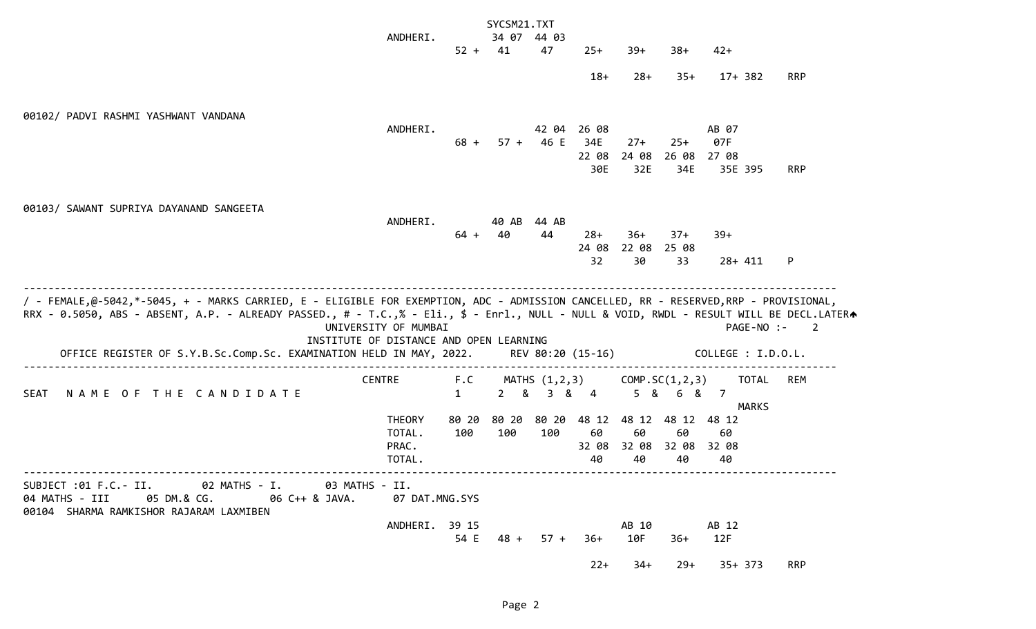```
                                                   SYCSM21.TXT
                                   ANDHERI.        34 07  44 03
                                          52 +   41     47     25+    39+    38+    42+

                                                               18+    28+    35+    17+ 382    RRP


00102/ PADVI RASHMI YASHWANT VANDANA
                                   ANDHERI.               42 04  26 08                 AB 07
                                          68 +   57 +   46 E   34E    27+    25+    07F
                                                               22 08  24 08  26 08  27 08
                                                                30E    32E    34E    35E 395    RRP


00103/ SAWANT SUPRIYA DAYANAND SANGEETA
                                   ANDHERI.        40 AB  44 AB
                                          64 +   40     44     28+    36+    37+    39+
                                                               24 08  22 08  25 08
                                                                32     30     33     28+ 411    P

------------------------------------------------------------------------------------------------------------------------
/ - FEMALE,@-5042,*-5045, + - MARKS CARRIED, E - ELIGIBLE FOR EXEMPTION, ADC - ADMISSION CANCELLED, RR - RESERVED,RRP - PROVISIONAL,
RRX - 0.5050, ABS - ABSENT, A.P. - ALREADY PASSED., # - T.C.,% - Eli., $ - Enrl., NULL - NULL & VOID, RWDL - RESULT WILL BE DECL.LATER
                              UNIVERSITY OF MUMBAI                                                    PAGE-NO :-    2
                          INSTITUTE OF DISTANCE AND OPEN LEARNING
     OFFICE REGISTER OF S.Y.B.Sc.Comp.Sc. EXAMINATION HELD IN MAY, 2022.     REV 80:20 (15-16)            COLLEGE : I.D.O.L.
------------------------------------------------------------------------------------------------------------------------
                                 CENTRE         F.C     MATHS (1,2,3)      COMP.SC(1,2,3)     TOTAL   REM
SEAT   N A M E  O F  T H E  C A N D I D A T E           1      2  &   3  &   4      5  &   6  &   7
                                                                                                 MARKS
                                   THEORY    80 20  80 20  80 20  48 12  48 12  48 12  48 12
                                   TOTAL.     100    100    100     60     60     60     60
                                   PRAC.                           32 08  32 08  32 08  32 08
                                   TOTAL.                            40     40     40     40
------------------------------------------------------------------------------------------------------------------------
SUBJECT :01 F.C.- II.       02 MATHS - I.      03 MATHS - II.
04 MATHS - III      05 DM.& CG.        06 C++ & JAVA.      07 DAT.MNG.SYS
00104  SHARMA RAMKISHOR RAJARAM LAXMIBEN
                                   ANDHERI.  39 15                            AB 10         AB 12
                                          54 E   48 +   57 +   36+    10F    36+    12F

                                                               22+    34+    29+    35+ 373    RRP
```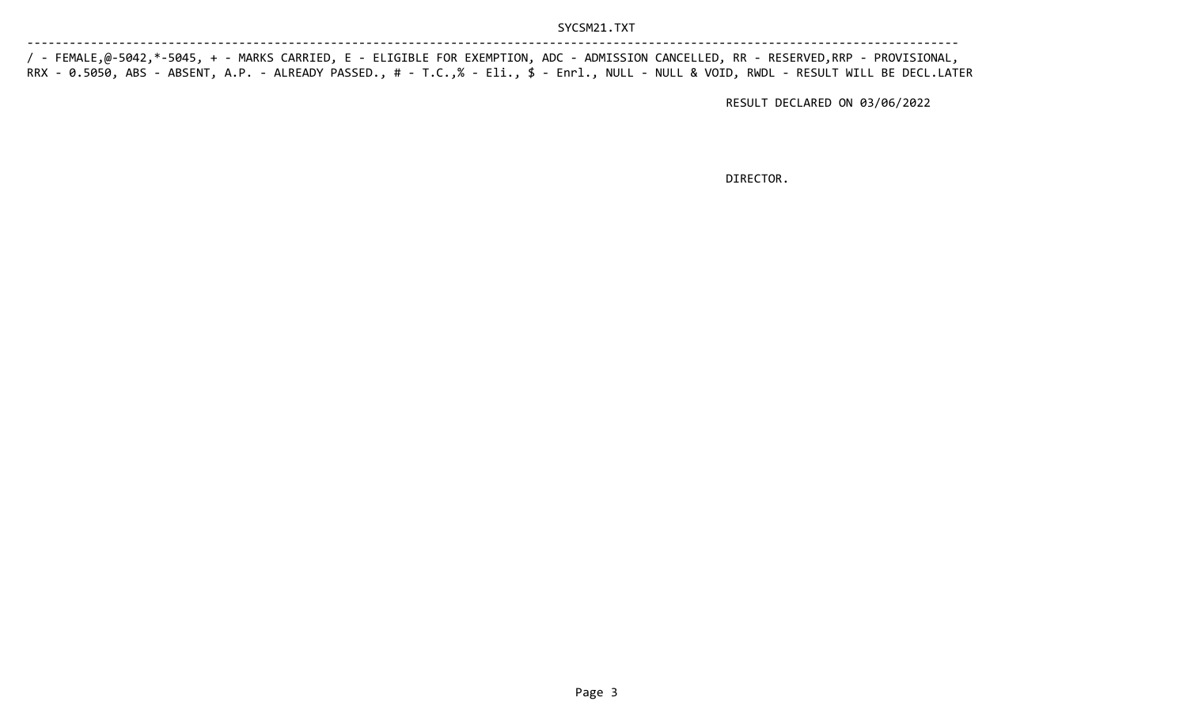/ - FEMALE,@-5042,*-5045, + - MARKS CARRIED, E - ELIGIBLE FOR EXEMPTION, ADC - ADMISSION CANCELLED, RR - RESERVED,RRP - PROVISIONAL,
RRX - 0.5050, ABS - ABSENT, A.P. - ALREADY PASSED., # - T.C.,% - Eli., $ - Enrl., NULL - NULL & VOID, RWDL - RESULT WILL BE DECL.LATER

RESULT DECLARED ON 03/06/2022

DIRECTOR.